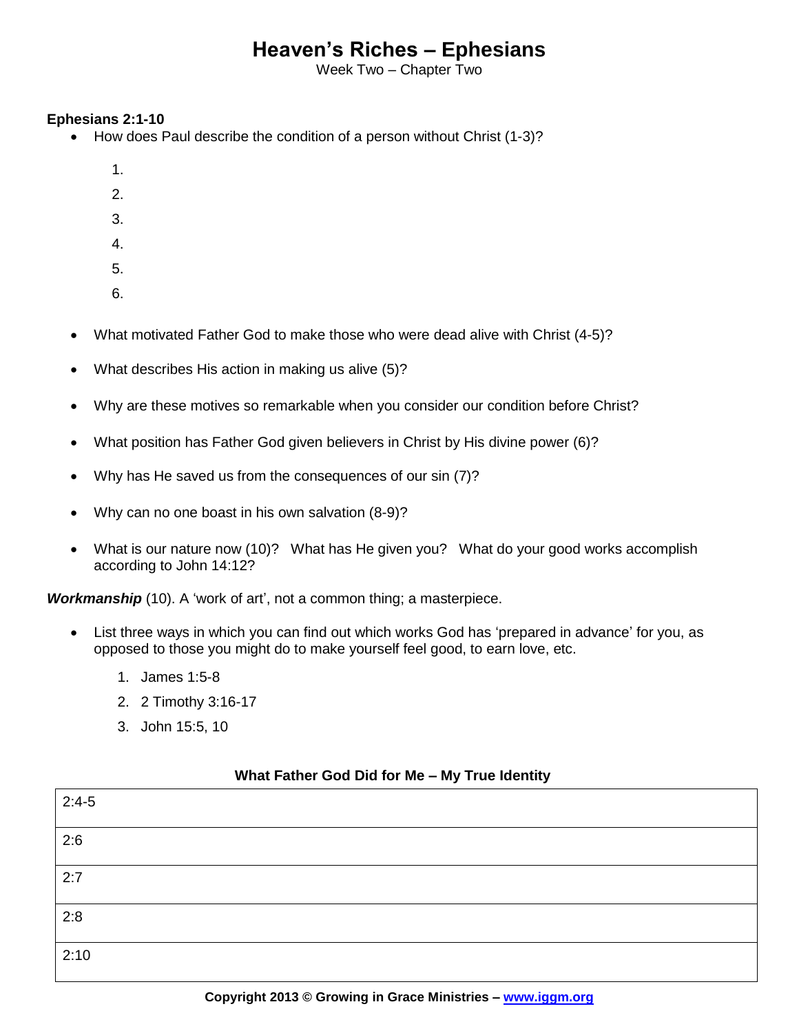# Heaven's Riches – Ephesians

Week Two – Chapter Two

**Ephesians 2:1-10**

- How does Paul describe the condition of a person without Christ (1-3)?

    1.
    2.
    3.
    4.
    5.
    6.

- What motivated Father God to make those who were dead alive with Christ (4-5)?
- What describes His action in making us alive (5)?
- Why are these motives so remarkable when you consider our condition before Christ?
- What position has Father God given believers in Christ by His divine power (6)?
- Why has He saved us from the consequences of our sin (7)?
- Why can no one boast in his own salvation (8-9)?
- What is our nature now (10)? What has He given you? What do your good works accomplish according to John 14:12?

***Workmanship*** (10). A 'work of art', not a common thing; a masterpiece.

- List three ways in which you can find out which works God has 'prepared in advance' for you, as opposed to those you might do to make yourself feel good, to earn love, etc.

    1. James 1:5-8
    2. 2 Timothy 3:16-17
    3. John 15:5, 10

**What Father God Did for Me – My True Identity**

| |
|---|
| 2:4-5 |
| 2:6 |
| 2:7 |
| 2:8 |
| 2:10 |

**Copyright 2013 © Growing in Grace Ministries – www.iggm.org**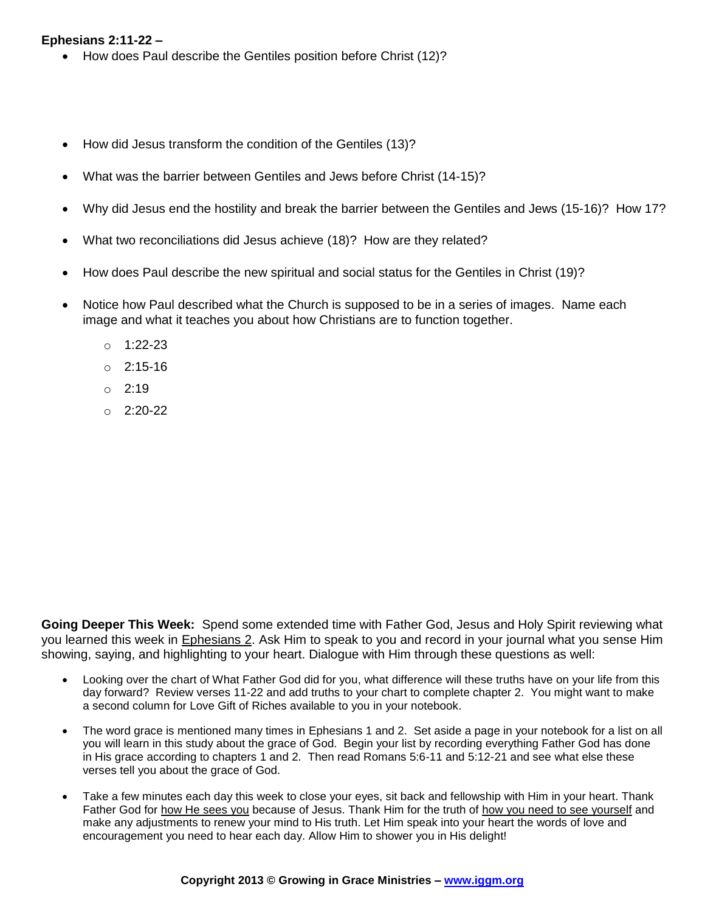**Ephesians 2:11-22 –**

- How does Paul describe the Gentiles position before Christ (12)?
- How did Jesus transform the condition of the Gentiles (13)?
- What was the barrier between Gentiles and Jews before Christ (14-15)?
- Why did Jesus end the hostility and break the barrier between the Gentiles and Jews (15-16)? How 17?
- What two reconciliations did Jesus achieve (18)? How are they related?
- How does Paul describe the new spiritual and social status for the Gentiles in Christ (19)?
- Notice how Paul described what the Church is supposed to be in a series of images. Name each image and what it teaches you about how Christians are to function together.
  - 1:22-23
  - 2:15-16
  - 2:19
  - 2:20-22

**Going Deeper This Week:** Spend some extended time with Father God, Jesus and Holy Spirit reviewing what you learned this week in Ephesians 2. Ask Him to speak to you and record in your journal what you sense Him showing, saying, and highlighting to your heart. Dialogue with Him through these questions as well:

- Looking over the chart of What Father God did for you, what difference will these truths have on your life from this day forward? Review verses 11-22 and add truths to your chart to complete chapter 2. You might want to make a second column for Love Gift of Riches available to you in your notebook.
- The word grace is mentioned many times in Ephesians 1 and 2. Set aside a page in your notebook for a list on all you will learn in this study about the grace of God. Begin your list by recording everything Father God has done in His grace according to chapters 1 and 2. Then read Romans 5:6-11 and 5:12-21 and see what else these verses tell you about the grace of God.
- Take a few minutes each day this week to close your eyes, sit back and fellowship with Him in your heart. Thank Father God for how He sees you because of Jesus. Thank Him for the truth of how you need to see yourself and make any adjustments to renew your mind to His truth. Let Him speak into your heart the words of love and encouragement you need to hear each day. Allow Him to shower you in His delight!

**Copyright 2013 © Growing in Grace Ministries – www.iggm.org**